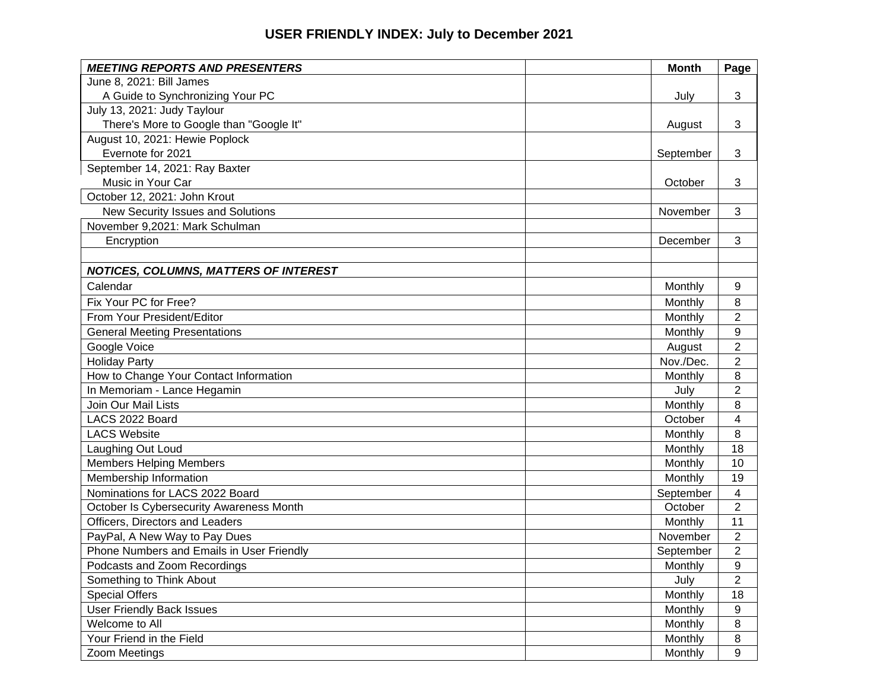# USER FRIENDLY INDEX: July to December 2021

| *MEETING REPORTS AND PRESENTERS* | | Month | Page |
|---|---|---|---|
| June 8, 2021: Bill James<br>A Guide to Synchronizing Your PC | | July | 3 |
| July 13, 2021: Judy Taylour<br>There's More to Google than "Google It" | | August | 3 |
| August 10, 2021: Hewie Poplock<br>Evernote for 2021 | | September | 3 |
| September 14, 2021: Ray Baxter<br>Music in Your Car | | October | 3 |
| October 12, 2021: John Krout<br>New Security Issues and Solutions | | November | 3 |
| November 9,2021: Mark Schulman<br>Encryption | | December | 3 |
| | | | |
| *NOTICES, COLUMNS, MATTERS OF INTEREST* | | | |
| Calendar | | Monthly | 9 |
| Fix Your PC for Free? | | Monthly | 8 |
| From Your President/Editor | | Monthly | 2 |
| General Meeting Presentations | | Monthly | 9 |
| Google Voice | | August | 2 |
| Holiday Party | | Nov./Dec. | 2 |
| How to Change Your Contact Information | | Monthly | 8 |
| In Memoriam - Lance Hegamin | | July | 2 |
| Join Our Mail Lists | | Monthly | 8 |
| LACS 2022 Board | | October | 4 |
| LACS Website | | Monthly | 8 |
| Laughing Out Loud | | Monthly | 18 |
| Members Helping Members | | Monthly | 10 |
| Membership Information | | Monthly | 19 |
| Nominations for LACS 2022 Board | | September | 4 |
| October Is Cybersecurity Awareness Month | | October | 2 |
| Officers, Directors and Leaders | | Monthly | 11 |
| PayPal, A New Way to Pay Dues | | November | 2 |
| Phone Numbers and Emails in User Friendly | | September | 2 |
| Podcasts and Zoom Recordings | | Monthly | 9 |
| Something to Think About | | July | 2 |
| Special Offers | | Monthly | 18 |
| User Friendly Back Issues | | Monthly | 9 |
| Welcome to All | | Monthly | 8 |
| Your Friend in the Field | | Monthly | 8 |
| Zoom Meetings | | Monthly | 9 |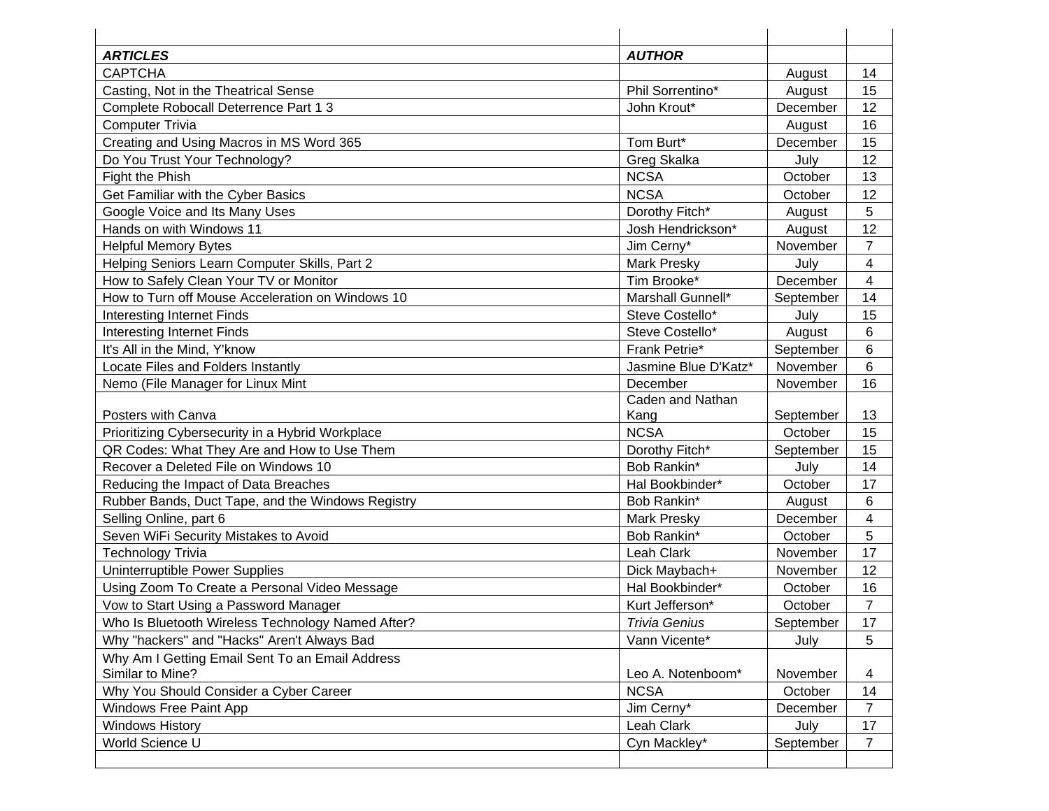| ***ARTICLES*** | ***AUTHOR*** | | |
|---|---|---|---|
| CAPTCHA | | August | 14 |
| Casting, Not in the Theatrical Sense | Phil Sorrentino* | August | 15 |
| Complete Robocall Deterrence Part 1 3 | John Krout* | December | 12 |
| Computer Trivia | | August | 16 |
| Creating and Using Macros in MS Word 365 | Tom Burt* | December | 15 |
| Do You Trust Your Technology? | Greg Skalka | July | 12 |
| Fight the Phish | NCSA | October | 13 |
| Get Familiar with the Cyber Basics | NCSA | October | 12 |
| Google Voice and Its Many Uses | Dorothy Fitch* | August | 5 |
| Hands on with Windows 11 | Josh Hendrickson* | August | 12 |
| Helpful Memory Bytes | Jim Cerny* | November | 7 |
| Helping Seniors Learn Computer Skills, Part 2 | Mark Presky | July | 4 |
| How to Safely Clean Your TV or Monitor | Tim Brooke* | December | 4 |
| How to Turn off Mouse Acceleration on Windows 10 | Marshall Gunnell* | September | 14 |
| Interesting Internet Finds | Steve Costello* | July | 15 |
| Interesting Internet Finds | Steve Costello* | August | 6 |
| It's All in the Mind, Y'know | Frank Petrie* | September | 6 |
| Locate Files and Folders Instantly | Jasmine Blue D'Katz* | November | 6 |
| Nemo (File Manager for Linux Mint | December | November | 16 |
| Posters with Canva | Caden and Nathan Kang | September | 13 |
| Prioritizing Cybersecurity in a Hybrid Workplace | NCSA | October | 15 |
| QR Codes: What They Are and How to Use Them | Dorothy Fitch* | September | 15 |
| Recover a Deleted File on Windows 10 | Bob Rankin* | July | 14 |
| Reducing the Impact of Data Breaches | Hal Bookbinder* | October | 17 |
| Rubber Bands, Duct Tape, and the Windows Registry | Bob Rankin* | August | 6 |
| Selling Online, part 6 | Mark Presky | December | 4 |
| Seven WiFi Security Mistakes to Avoid | Bob Rankin* | October | 5 |
| Technology Trivia | Leah Clark | November | 17 |
| Uninterruptible Power Supplies | Dick Maybach+ | November | 12 |
| Using Zoom To Create a Personal Video Message | Hal Bookbinder* | October | 16 |
| Vow to Start Using a Password Manager | Kurt Jefferson* | October | 7 |
| Who Is Bluetooth Wireless Technology Named After? | *Trivia Genius* | September | 17 |
| Why "hackers" and "Hacks" Aren't Always Bad | Vann Vicente* | July | 5 |
| Why Am I Getting Email Sent To an Email Address Similar to Mine? | Leo A. Notenboom* | November | 4 |
| Why You Should Consider a Cyber Career | NCSA | October | 14 |
| Windows Free Paint App | Jim Cerny* | December | 7 |
| Windows History | Leah Clark | July | 17 |
| World Science U | Cyn Mackley* | September | 7 |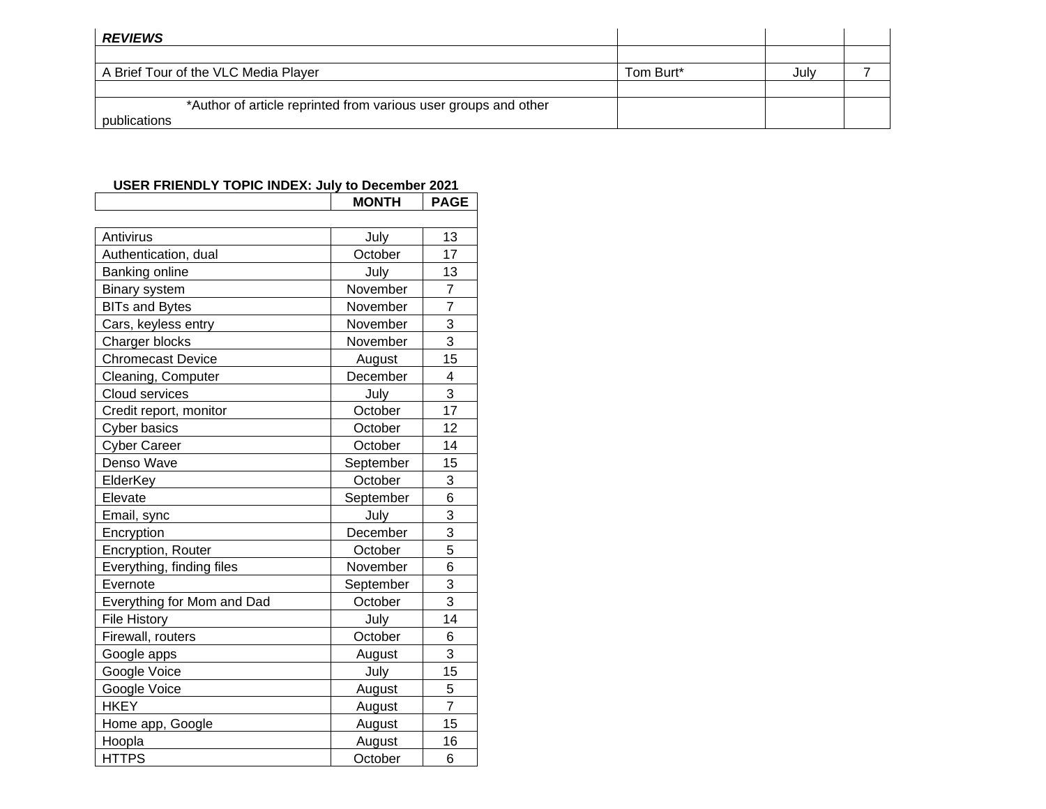| ***REVIEWS*** | | | |
|---|---|---|---|
| | | | |
| A Brief Tour of the VLC Media Player | Tom Burt* | July | 7 |
| | | | |
| *Author of article reprinted from various user groups and other publications | | | |

**USER FRIENDLY TOPIC INDEX: July to December 2021**

| | MONTH | PAGE |
|---|---|---|
| | | |
| Antivirus | July | 13 |
| Authentication, dual | October | 17 |
| Banking online | July | 13 |
| Binary system | November | 7 |
| BITs and Bytes | November | 7 |
| Cars, keyless entry | November | 3 |
| Charger blocks | November | 3 |
| Chromecast Device | August | 15 |
| Cleaning, Computer | December | 4 |
| Cloud services | July | 3 |
| Credit report, monitor | October | 17 |
| Cyber basics | October | 12 |
| Cyber Career | October | 14 |
| Denso Wave | September | 15 |
| ElderKey | October | 3 |
| Elevate | September | 6 |
| Email, sync | July | 3 |
| Encryption | December | 3 |
| Encryption, Router | October | 5 |
| Everything, finding files | November | 6 |
| Evernote | September | 3 |
| Everything for Mom and Dad | October | 3 |
| File History | July | 14 |
| Firewall, routers | October | 6 |
| Google apps | August | 3 |
| Google Voice | July | 15 |
| Google Voice | August | 5 |
| HKEY | August | 7 |
| Home app, Google | August | 15 |
| Hoopla | August | 16 |
| HTTPS | October | 6 |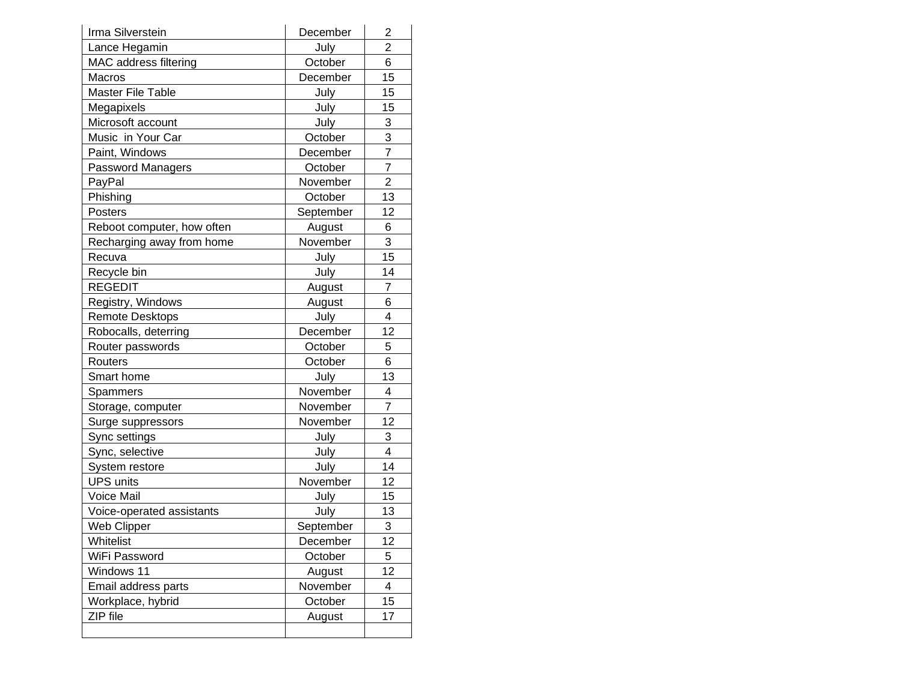| | | |
|---|---|---|
| Irma Silverstein | December | 2 |
| Lance Hegamin | July | 2 |
| MAC address filtering | October | 6 |
| Macros | December | 15 |
| Master File Table | July | 15 |
| Megapixels | July | 15 |
| Microsoft account | July | 3 |
| Music  in Your Car | October | 3 |
| Paint, Windows | December | 7 |
| Password Managers | October | 7 |
| PayPal | November | 2 |
| Phishing | October | 13 |
| Posters | September | 12 |
| Reboot computer, how often | August | 6 |
| Recharging away from home | November | 3 |
| Recuva | July | 15 |
| Recycle bin | July | 14 |
| REGEDIT | August | 7 |
| Registry, Windows | August | 6 |
| Remote Desktops | July | 4 |
| Robocalls, deterring | December | 12 |
| Router passwords | October | 5 |
| Routers | October | 6 |
| Smart home | July | 13 |
| Spammers | November | 4 |
| Storage, computer | November | 7 |
| Surge suppressors | November | 12 |
| Sync settings | July | 3 |
| Sync, selective | July | 4 |
| System restore | July | 14 |
| UPS units | November | 12 |
| Voice Mail | July | 15 |
| Voice-operated assistants | July | 13 |
| Web Clipper | September | 3 |
| Whitelist | December | 12 |
| WiFi Password | October | 5 |
| Windows 11 | August | 12 |
| Email address parts | November | 4 |
| Workplace, hybrid | October | 15 |
| ZIP file | August | 17 |
| | | |